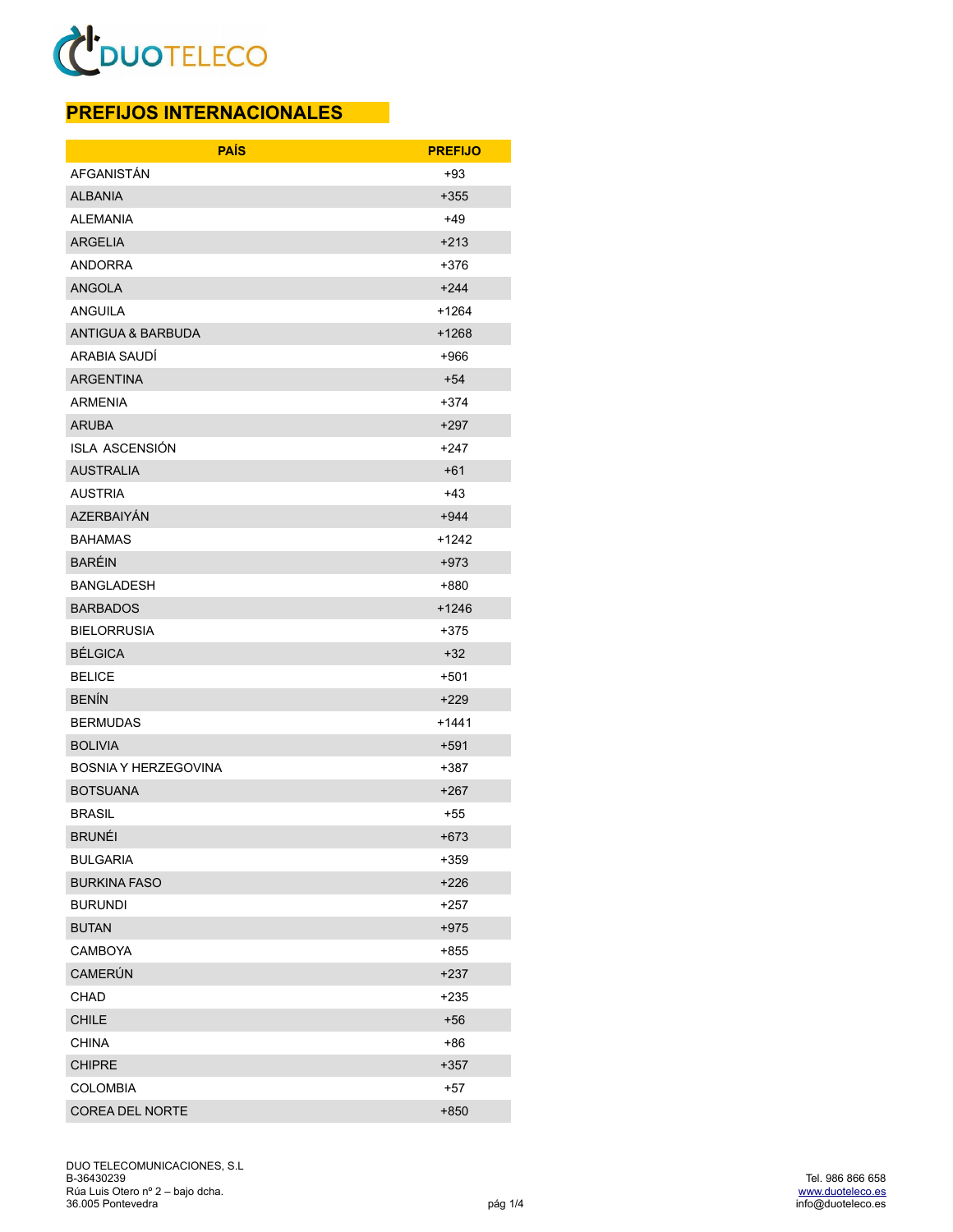# PREFIJOS INTERNACIONALES

| PAÍS | PREFIJO |
|---|---|
| AFGANISTÁN | +93 |
| ALBANIA | +355 |
| ALEMANIA | +49 |
| ARGELIA | +213 |
| ANDORRA | +376 |
| ANGOLA | +244 |
| ANGUILA | +1264 |
| ANTIGUA & BARBUDA | +1268 |
| ARABIA SAUDÍ | +966 |
| ARGENTINA | +54 |
| ARMENIA | +374 |
| ARUBA | +297 |
| ISLA ASCENSIÓN | +247 |
| AUSTRALIA | +61 |
| AUSTRIA | +43 |
| AZERBAIYÁN | +944 |
| BAHAMAS | +1242 |
| BARÉIN | +973 |
| BANGLADESH | +880 |
| BARBADOS | +1246 |
| BIELORRUSIA | +375 |
| BÉLGICA | +32 |
| BELICE | +501 |
| BENÍN | +229 |
| BERMUDAS | +1441 |
| BOLIVIA | +591 |
| BOSNIA Y HERZEGOVINA | +387 |
| BOTSUANA | +267 |
| BRASIL | +55 |
| BRUNÉI | +673 |
| BULGARIA | +359 |
| BURKINA FASO | +226 |
| BURUNDI | +257 |
| BUTAN | +975 |
| CAMBOYA | +855 |
| CAMERÚN | +237 |
| CHAD | +235 |
| CHILE | +56 |
| CHINA | +86 |
| CHIPRE | +357 |
| COLOMBIA | +57 |
| COREA DEL NORTE | +850 |

DUO TELECOMUNICACIONES, S.L
B-36430239
Rúa Luis Otero nº 2 – bajo dcha.
36.005 Pontevedra

Tel. 986 866 658
www.duoteleco.es
info@duoteleco.es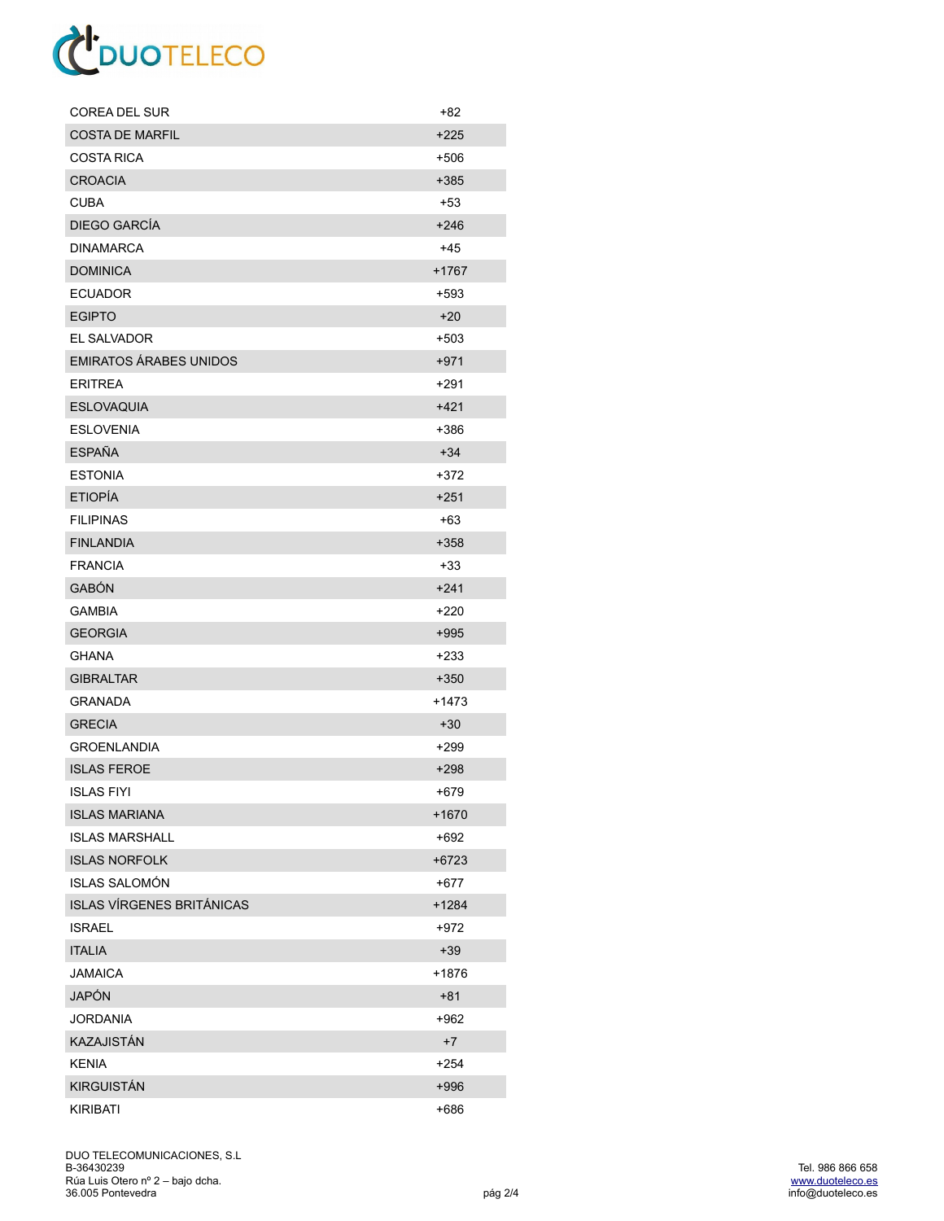| COREA DEL SUR | +82 |
|---|---|
| COSTA DE MARFIL | +225 |
| COSTA RICA | +506 |
| CROACIA | +385 |
| CUBA | +53 |
| DIEGO GARCÍA | +246 |
| DINAMARCA | +45 |
| DOMINICA | +1767 |
| ECUADOR | +593 |
| EGIPTO | +20 |
| EL SALVADOR | +503 |
| EMIRATOS ÁRABES UNIDOS | +971 |
| ERITREA | +291 |
| ESLOVAQUIA | +421 |
| ESLOVENIA | +386 |
| ESPAÑA | +34 |
| ESTONIA | +372 |
| ETIOPÍA | +251 |
| FILIPINAS | +63 |
| FINLANDIA | +358 |
| FRANCIA | +33 |
| GABÓN | +241 |
| GAMBIA | +220 |
| GEORGIA | +995 |
| GHANA | +233 |
| GIBRALTAR | +350 |
| GRANADA | +1473 |
| GRECIA | +30 |
| GROENLANDIA | +299 |
| ISLAS FEROE | +298 |
| ISLAS FIYI | +679 |
| ISLAS MARIANA | +1670 |
| ISLAS MARSHALL | +692 |
| ISLAS NORFOLK | +6723 |
| ISLAS SALOMÓN | +677 |
| ISLAS VÍRGENES BRITÁNICAS | +1284 |
| ISRAEL | +972 |
| ITALIA | +39 |
| JAMAICA | +1876 |
| JAPÓN | +81 |
| JORDANIA | +962 |
| KAZAJISTÁN | +7 |
| KENIA | +254 |
| KIRGUISTÁN | +996 |
| KIRIBATI | +686 |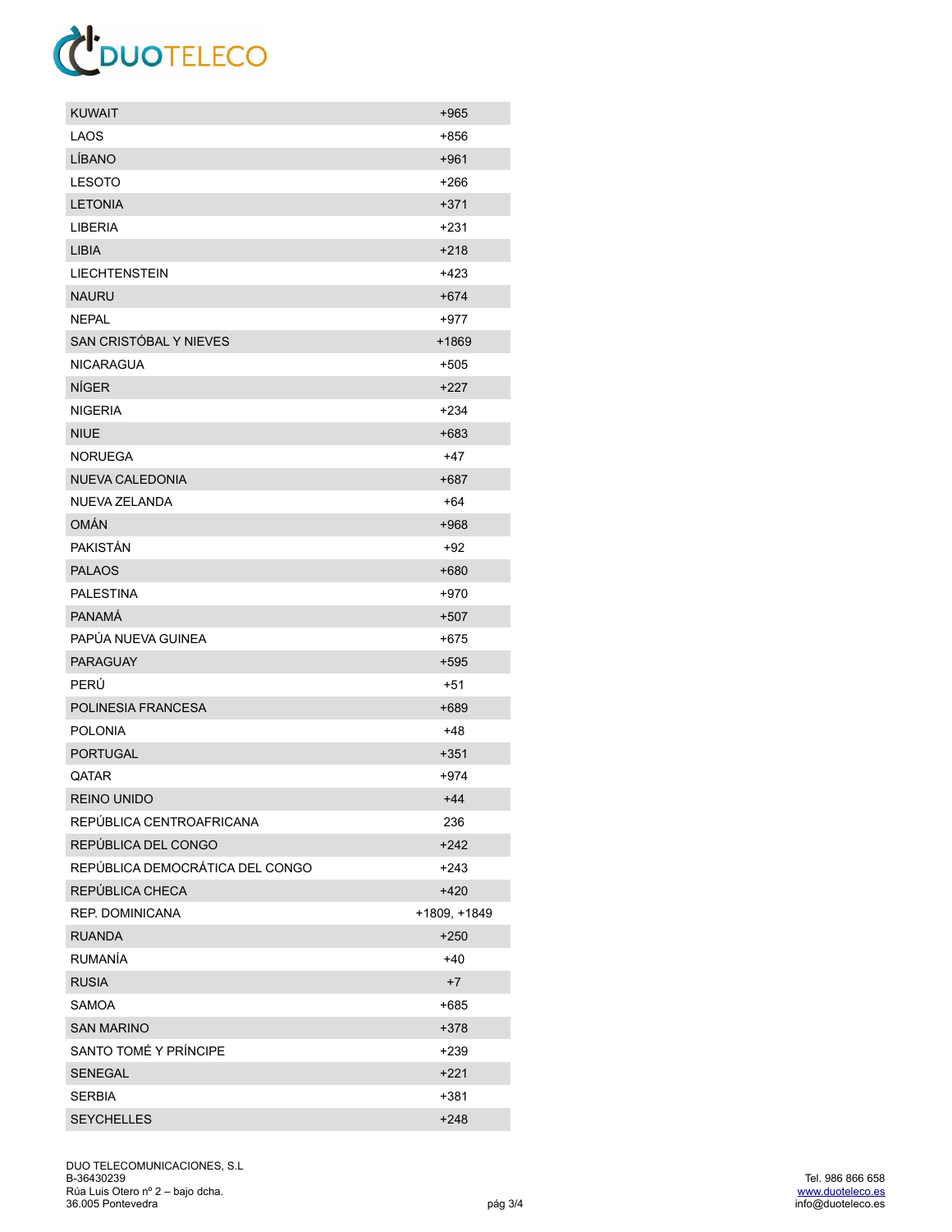| | |
|---|---|
| KUWAIT | +965 |
| LAOS | +856 |
| LÍBANO | +961 |
| LESOTO | +266 |
| LETONIA | +371 |
| LIBERIA | +231 |
| LIBIA | +218 |
| LIECHTENSTEIN | +423 |
| NAURU | +674 |
| NEPAL | +977 |
| SAN CRISTÓBAL Y NIEVES | +1869 |
| NICARAGUA | +505 |
| NÍGER | +227 |
| NIGERIA | +234 |
| NIUE | +683 |
| NORUEGA | +47 |
| NUEVA CALEDONIA | +687 |
| NUEVA ZELANDA | +64 |
| OMÁN | +968 |
| PAKISTÁN | +92 |
| PALAOS | +680 |
| PALESTINA | +970 |
| PANAMÁ | +507 |
| PAPÚA NUEVA GUINEA | +675 |
| PARAGUAY | +595 |
| PERÚ | +51 |
| POLINESIA FRANCESA | +689 |
| POLONIA | +48 |
| PORTUGAL | +351 |
| QATAR | +974 |
| REINO UNIDO | +44 |
| REPÚBLICA CENTROAFRICANA | 236 |
| REPÚBLICA DEL CONGO | +242 |
| REPÚBLICA DEMOCRÁTICA DEL CONGO | +243 |
| REPÚBLICA CHECA | +420 |
| REP. DOMINICANA | +1809, +1849 |
| RUANDA | +250 |
| RUMANÍA | +40 |
| RUSIA | +7 |
| SAMOA | +685 |
| SAN MARINO | +378 |
| SANTO TOMÉ Y PRÍNCIPE | +239 |
| SENEGAL | +221 |
| SERBIA | +381 |
| SEYCHELLES | +248 |

DUO TELECOMUNICACIONES, S.L
B-36430239
Rúa Luis Otero nº 2 – bajo dcha.
36.005 Pontevedra

Tel. 986 866 658
www.duoteleco.es
info@duoteleco.es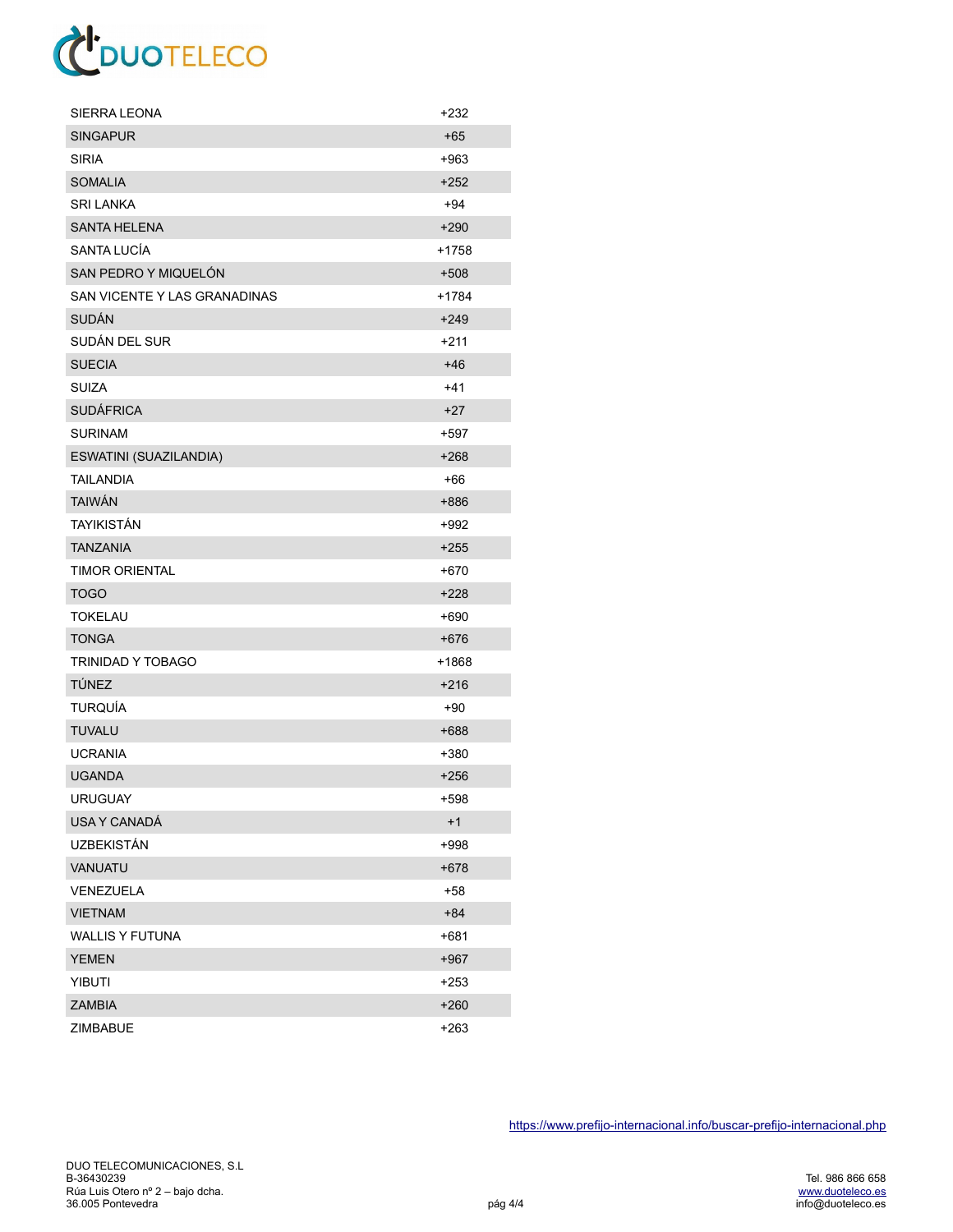| | |
|---|---|
| SIERRA LEONA | +232 |
| SINGAPUR | +65 |
| SIRIA | +963 |
| SOMALIA | +252 |
| SRI LANKA | +94 |
| SANTA HELENA | +290 |
| SANTA LUCÍA | +1758 |
| SAN PEDRO Y MIQUELÓN | +508 |
| SAN VICENTE Y LAS GRANADINAS | +1784 |
| SUDÁN | +249 |
| SUDÁN DEL SUR | +211 |
| SUECIA | +46 |
| SUIZA | +41 |
| SUDÁFRICA | +27 |
| SURINAM | +597 |
| ESWATINI (SUAZILANDIA) | +268 |
| TAILANDIA | +66 |
| TAIWÁN | +886 |
| TAYIKISTÁN | +992 |
| TANZANIA | +255 |
| TIMOR ORIENTAL | +670 |
| TOGO | +228 |
| TOKELAU | +690 |
| TONGA | +676 |
| TRINIDAD Y TOBAGO | +1868 |
| TÚNEZ | +216 |
| TURQUÍA | +90 |
| TUVALU | +688 |
| UCRANIA | +380 |
| UGANDA | +256 |
| URUGUAY | +598 |
| USA Y CANADÁ | +1 |
| UZBEKISTÁN | +998 |
| VANUATU | +678 |
| VENEZUELA | +58 |
| VIETNAM | +84 |
| WALLIS Y FUTUNA | +681 |
| YEMEN | +967 |
| YIBUTI | +253 |
| ZAMBIA | +260 |
| ZIMBABUE | +263 |

https://www.prefijo-internacional.info/buscar-prefijo-internacional.php